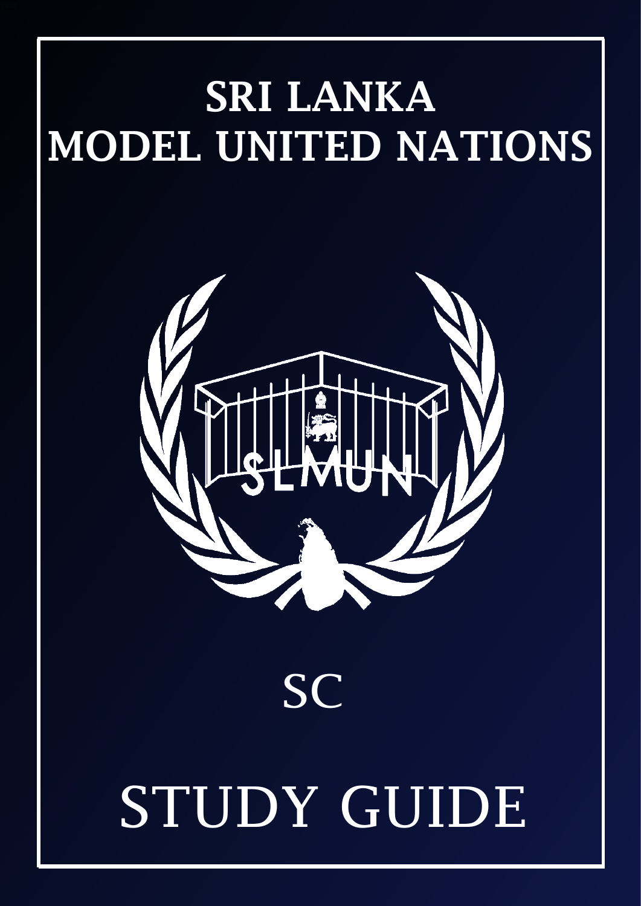# SRI LANKA MODEL UNITED NATIONS

SLMUN

## SC

# STUDY GUIDE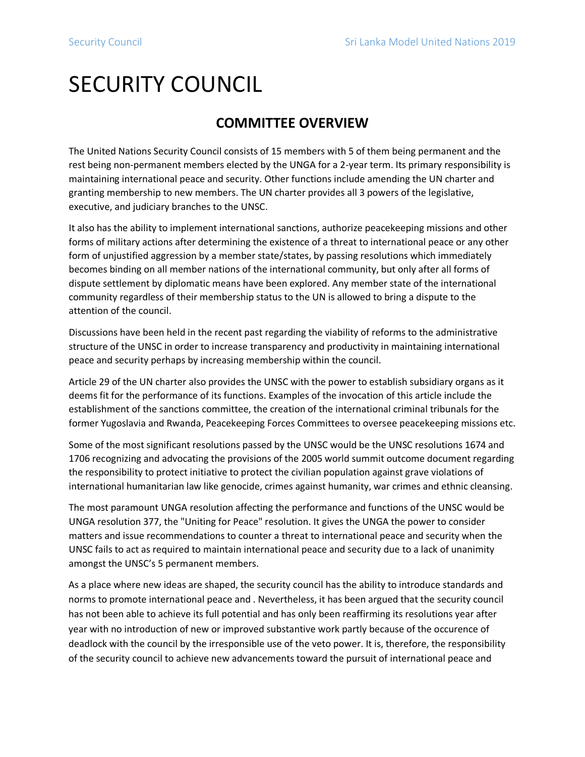# SECURITY COUNCIL

## COMMITTEE OVERVIEW

The United Nations Security Council consists of 15 members with 5 of them being permanent and the rest being non-permanent members elected by the UNGA for a 2-year term. Its primary responsibility is maintaining international peace and security. Other functions include amending the UN charter and granting membership to new members. The UN charter provides all 3 powers of the legislative, executive, and judiciary branches to the UNSC.

It also has the ability to implement international sanctions, authorize peacekeeping missions and other forms of military actions after determining the existence of a threat to international peace or any other form of unjustified aggression by a member state/states, by passing resolutions which immediately becomes binding on all member nations of the international community, but only after all forms of dispute settlement by diplomatic means have been explored. Any member state of the international community regardless of their membership status to the UN is allowed to bring a dispute to the attention of the council.

Discussions have been held in the recent past regarding the viability of reforms to the administrative structure of the UNSC in order to increase transparency and productivity in maintaining international peace and security perhaps by increasing membership within the council.

Article 29 of the UN charter also provides the UNSC with the power to establish subsidiary organs as it deems fit for the performance of its functions. Examples of the invocation of this article include the establishment of the sanctions committee, the creation of the international criminal tribunals for the former Yugoslavia and Rwanda, Peacekeeping Forces Committees to oversee peacekeeping missions etc.

Some of the most significant resolutions passed by the UNSC would be the UNSC resolutions 1674 and 1706 recognizing and advocating the provisions of the 2005 world summit outcome document regarding the responsibility to protect initiative to protect the civilian population against grave violations of international humanitarian law like genocide, crimes against humanity, war crimes and ethnic cleansing.

The most paramount UNGA resolution affecting the performance and functions of the UNSC would be UNGA resolution 377, the "Uniting for Peace" resolution. It gives the UNGA the power to consider matters and issue recommendations to counter a threat to international peace and security when the UNSC fails to act as required to maintain international peace and security due to a lack of unanimity amongst the UNSC's 5 permanent members.

As a place where new ideas are shaped, the security council has the ability to introduce standards and norms to promote international peace and . Nevertheless, it has been argued that the security council has not been able to achieve its full potential and has only been reaffirming its resolutions year after year with no introduction of new or improved substantive work partly because of the occurence of deadlock with the council by the irresponsible use of the veto power. It is, therefore, the responsibility of the security council to achieve new advancements toward the pursuit of international peace and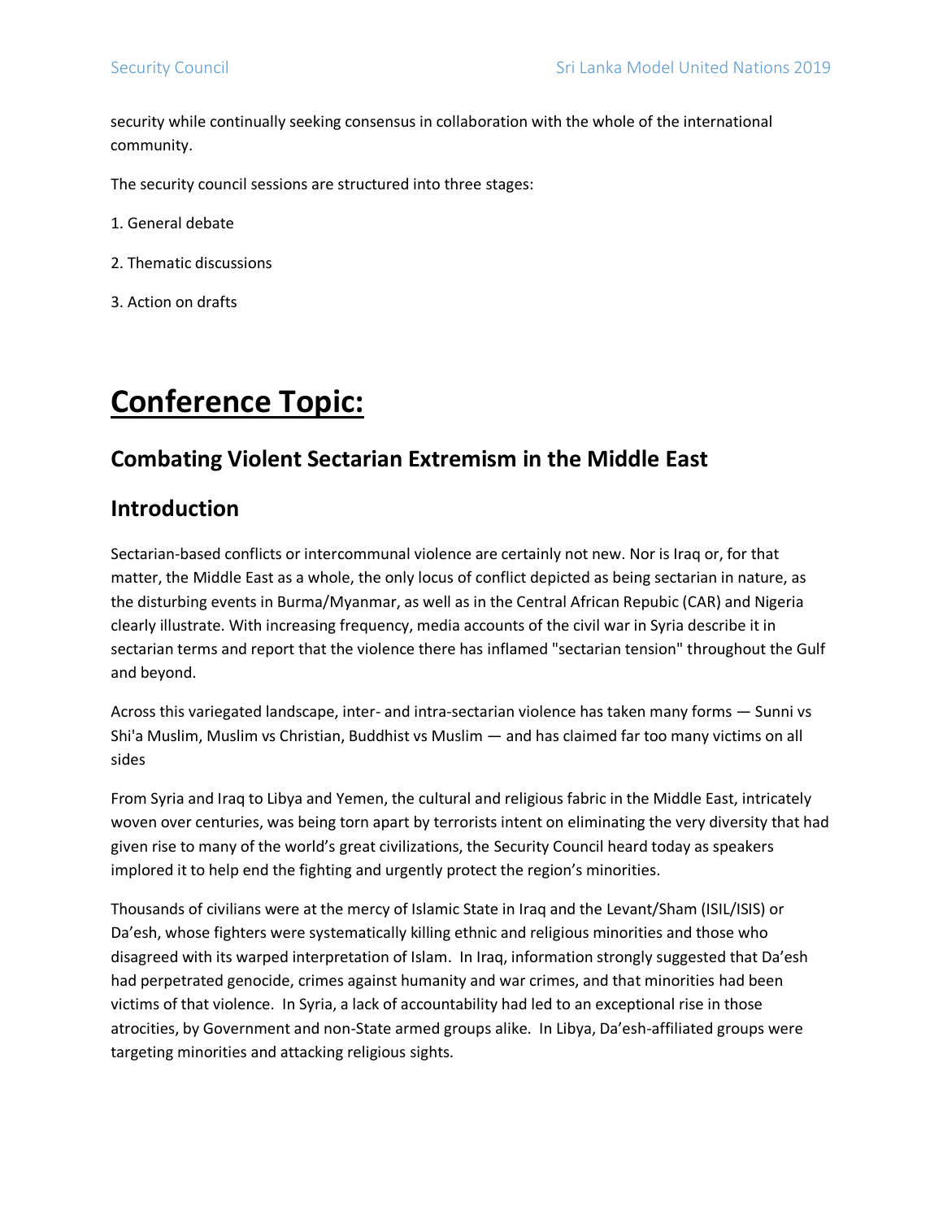security while continually seeking consensus in collaboration with the whole of the international community.

The security council sessions are structured into three stages:

1. General debate

2. Thematic discussions

3. Action on drafts

# Conference Topic:

## Combating Violent Sectarian Extremism in the Middle East

## Introduction

Sectarian-based conflicts or intercommunal violence are certainly not new. Nor is Iraq or, for that matter, the Middle East as a whole, the only locus of conflict depicted as being sectarian in nature, as the disturbing events in Burma/Myanmar, as well as in the Central African Repubic (CAR) and Nigeria clearly illustrate. With increasing frequency, media accounts of the civil war in Syria describe it in sectarian terms and report that the violence there has inflamed "sectarian tension" throughout the Gulf and beyond.

Across this variegated landscape, inter- and intra-sectarian violence has taken many forms — Sunni vs Shi'a Muslim, Muslim vs Christian, Buddhist vs Muslim — and has claimed far too many victims on all sides

From Syria and Iraq to Libya and Yemen, the cultural and religious fabric in the Middle East, intricately woven over centuries, was being torn apart by terrorists intent on eliminating the very diversity that had given rise to many of the world's great civilizations, the Security Council heard today as speakers implored it to help end the fighting and urgently protect the region's minorities.

Thousands of civilians were at the mercy of Islamic State in Iraq and the Levant/Sham (ISIL/ISIS) or Da'esh, whose fighters were systematically killing ethnic and religious minorities and those who disagreed with its warped interpretation of Islam. In Iraq, information strongly suggested that Da'esh had perpetrated genocide, crimes against humanity and war crimes, and that minorities had been victims of that violence. In Syria, a lack of accountability had led to an exceptional rise in those atrocities, by Government and non-State armed groups alike. In Libya, Da'esh-affiliated groups were targeting minorities and attacking religious sights.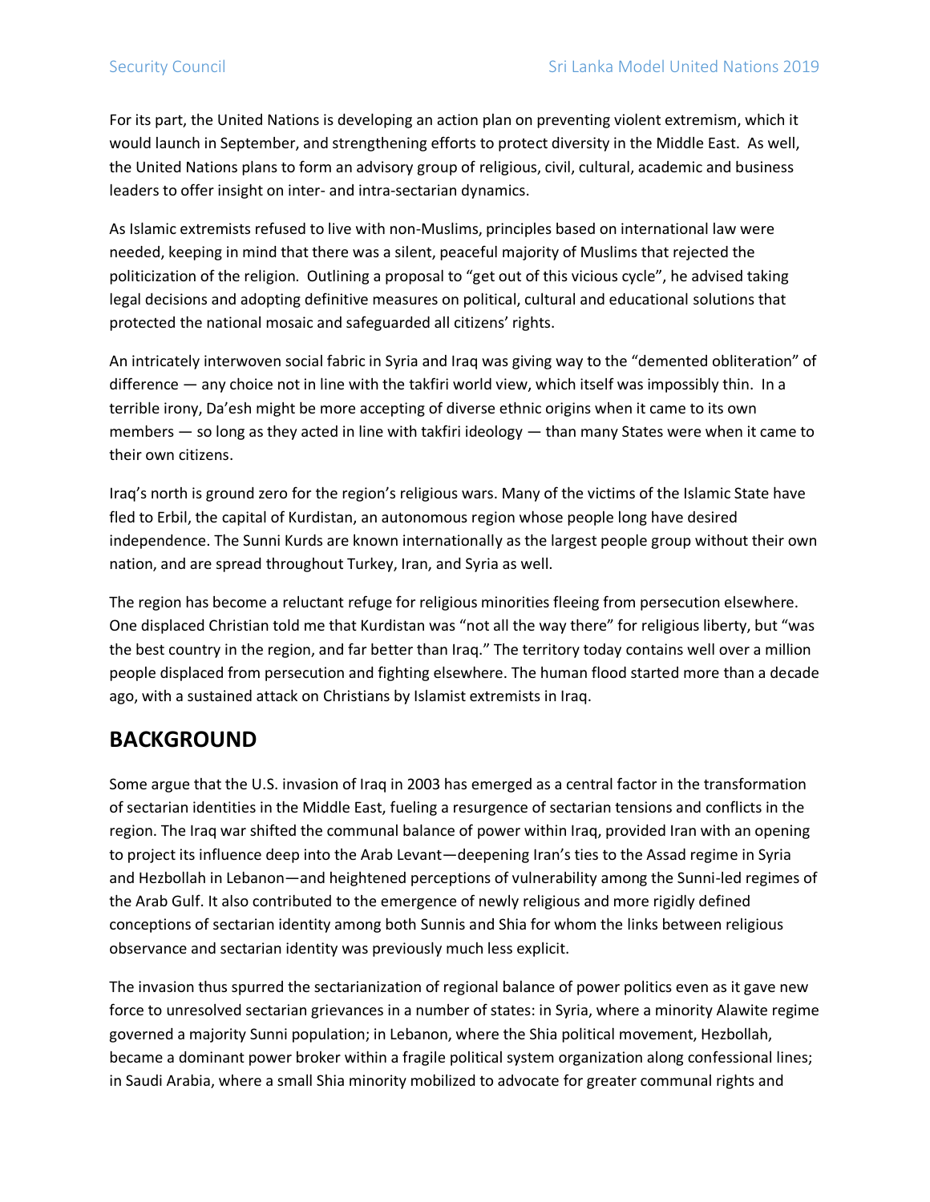For its part, the United Nations is developing an action plan on preventing violent extremism, which it would launch in September, and strengthening efforts to protect diversity in the Middle East. As well, the United Nations plans to form an advisory group of religious, civil, cultural, academic and business leaders to offer insight on inter- and intra-sectarian dynamics.

As Islamic extremists refused to live with non-Muslims, principles based on international law were needed, keeping in mind that there was a silent, peaceful majority of Muslims that rejected the politicization of the religion. Outlining a proposal to "get out of this vicious cycle", he advised taking legal decisions and adopting definitive measures on political, cultural and educational solutions that protected the national mosaic and safeguarded all citizens' rights.

An intricately interwoven social fabric in Syria and Iraq was giving way to the "demented obliteration" of difference — any choice not in line with the takfiri world view, which itself was impossibly thin. In a terrible irony, Da'esh might be more accepting of diverse ethnic origins when it came to its own members — so long as they acted in line with takfiri ideology — than many States were when it came to their own citizens.

Iraq's north is ground zero for the region's religious wars. Many of the victims of the Islamic State have fled to Erbil, the capital of Kurdistan, an autonomous region whose people long have desired independence. The Sunni Kurds are known internationally as the largest people group without their own nation, and are spread throughout Turkey, Iran, and Syria as well.

The region has become a reluctant refuge for religious minorities fleeing from persecution elsewhere. One displaced Christian told me that Kurdistan was "not all the way there" for religious liberty, but "was the best country in the region, and far better than Iraq." The territory today contains well over a million people displaced from persecution and fighting elsewhere. The human flood started more than a decade ago, with a sustained attack on Christians by Islamist extremists in Iraq.

## BACKGROUND

Some argue that the U.S. invasion of Iraq in 2003 has emerged as a central factor in the transformation of sectarian identities in the Middle East, fueling a resurgence of sectarian tensions and conflicts in the region. The Iraq war shifted the communal balance of power within Iraq, provided Iran with an opening to project its influence deep into the Arab Levant—deepening Iran's ties to the Assad regime in Syria and Hezbollah in Lebanon—and heightened perceptions of vulnerability among the Sunni-led regimes of the Arab Gulf. It also contributed to the emergence of newly religious and more rigidly defined conceptions of sectarian identity among both Sunnis and Shia for whom the links between religious observance and sectarian identity was previously much less explicit.

The invasion thus spurred the sectarianization of regional balance of power politics even as it gave new force to unresolved sectarian grievances in a number of states: in Syria, where a minority Alawite regime governed a majority Sunni population; in Lebanon, where the Shia political movement, Hezbollah, became a dominant power broker within a fragile political system organization along confessional lines; in Saudi Arabia, where a small Shia minority mobilized to advocate for greater communal rights and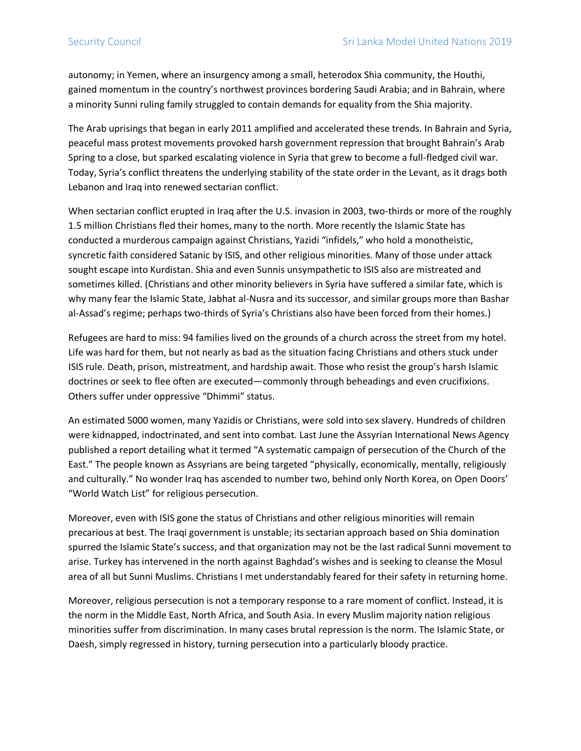autonomy; in Yemen, where an insurgency among a small, heterodox Shia community, the Houthi, gained momentum in the country's northwest provinces bordering Saudi Arabia; and in Bahrain, where a minority Sunni ruling family struggled to contain demands for equality from the Shia majority.

The Arab uprisings that began in early 2011 amplified and accelerated these trends. In Bahrain and Syria, peaceful mass protest movements provoked harsh government repression that brought Bahrain's Arab Spring to a close, but sparked escalating violence in Syria that grew to become a full-fledged civil war. Today, Syria's conflict threatens the underlying stability of the state order in the Levant, as it drags both Lebanon and Iraq into renewed sectarian conflict.

When sectarian conflict erupted in Iraq after the U.S. invasion in 2003, two-thirds or more of the roughly 1.5 million Christians fled their homes, many to the north. More recently the Islamic State has conducted a murderous campaign against Christians, Yazidi "infidels," who hold a monotheistic, syncretic faith considered Satanic by ISIS, and other religious minorities. Many of those under attack sought escape into Kurdistan. Shia and even Sunnis unsympathetic to ISIS also are mistreated and sometimes killed. (Christians and other minority believers in Syria have suffered a similar fate, which is why many fear the Islamic State, Jabhat al-Nusra and its successor, and similar groups more than Bashar al-Assad's regime; perhaps two-thirds of Syria's Christians also have been forced from their homes.)

Refugees are hard to miss: 94 families lived on the grounds of a church across the street from my hotel. Life was hard for them, but not nearly as bad as the situation facing Christians and others stuck under ISIS rule. Death, prison, mistreatment, and hardship await. Those who resist the group's harsh Islamic doctrines or seek to flee often are executed—commonly through beheadings and even crucifixions. Others suffer under oppressive "Dhimmi" status.

An estimated 5000 women, many Yazidis or Christians, were sold into sex slavery. Hundreds of children were kidnapped, indoctrinated, and sent into combat. Last June the Assyrian International News Agency published a report detailing what it termed "A systematic campaign of persecution of the Church of the East." The people known as Assyrians are being targeted "physically, economically, mentally, religiously and culturally." No wonder Iraq has ascended to number two, behind only North Korea, on Open Doors' "World Watch List" for religious persecution.

Moreover, even with ISIS gone the status of Christians and other religious minorities will remain precarious at best. The Iraqi government is unstable; its sectarian approach based on Shia domination spurred the Islamic State's success, and that organization may not be the last radical Sunni movement to arise. Turkey has intervened in the north against Baghdad's wishes and is seeking to cleanse the Mosul area of all but Sunni Muslims. Christians I met understandably feared for their safety in returning home.

Moreover, religious persecution is not a temporary response to a rare moment of conflict. Instead, it is the norm in the Middle East, North Africa, and South Asia. In every Muslim majority nation religious minorities suffer from discrimination. In many cases brutal repression is the norm. The Islamic State, or Daesh, simply regressed in history, turning persecution into a particularly bloody practice.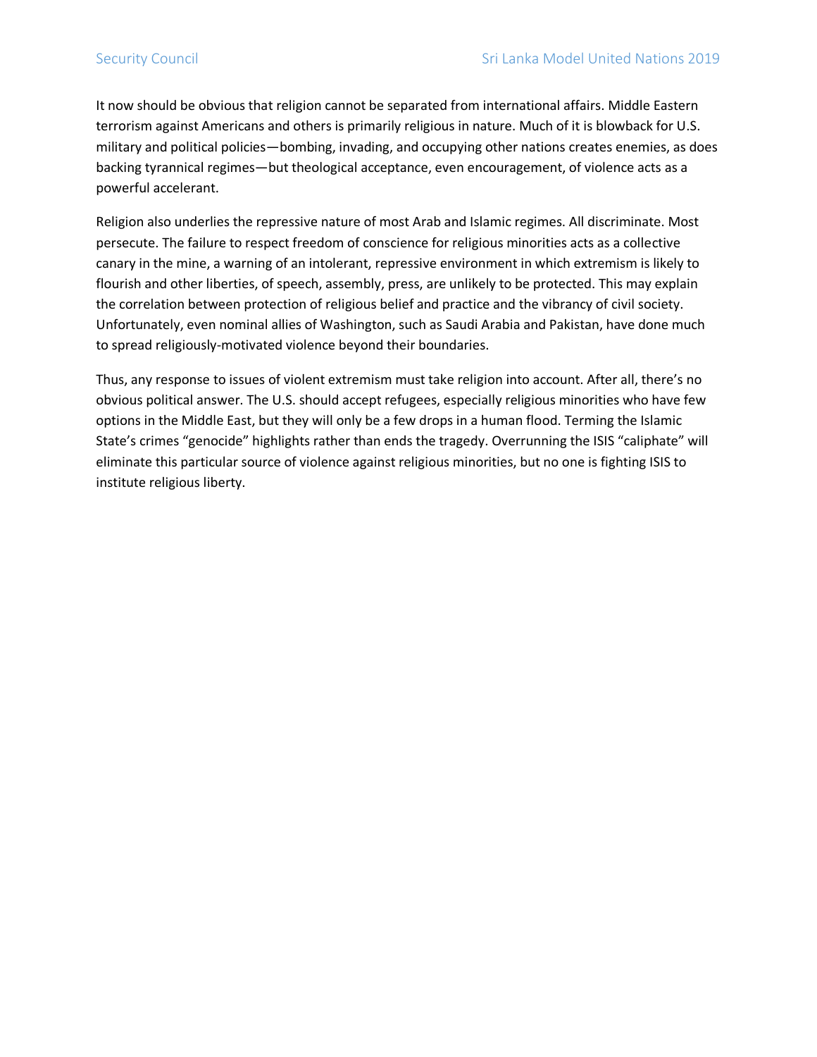It now should be obvious that religion cannot be separated from international affairs. Middle Eastern terrorism against Americans and others is primarily religious in nature. Much of it is blowback for U.S. military and political policies—bombing, invading, and occupying other nations creates enemies, as does backing tyrannical regimes—but theological acceptance, even encouragement, of violence acts as a powerful accelerant.

Religion also underlies the repressive nature of most Arab and Islamic regimes. All discriminate. Most persecute. The failure to respect freedom of conscience for religious minorities acts as a collective canary in the mine, a warning of an intolerant, repressive environment in which extremism is likely to flourish and other liberties, of speech, assembly, press, are unlikely to be protected. This may explain the correlation between protection of religious belief and practice and the vibrancy of civil society. Unfortunately, even nominal allies of Washington, such as Saudi Arabia and Pakistan, have done much to spread religiously-motivated violence beyond their boundaries.

Thus, any response to issues of violent extremism must take religion into account. After all, there's no obvious political answer. The U.S. should accept refugees, especially religious minorities who have few options in the Middle East, but they will only be a few drops in a human flood. Terming the Islamic State's crimes "genocide" highlights rather than ends the tragedy. Overrunning the ISIS "caliphate" will eliminate this particular source of violence against religious minorities, but no one is fighting ISIS to institute religious liberty.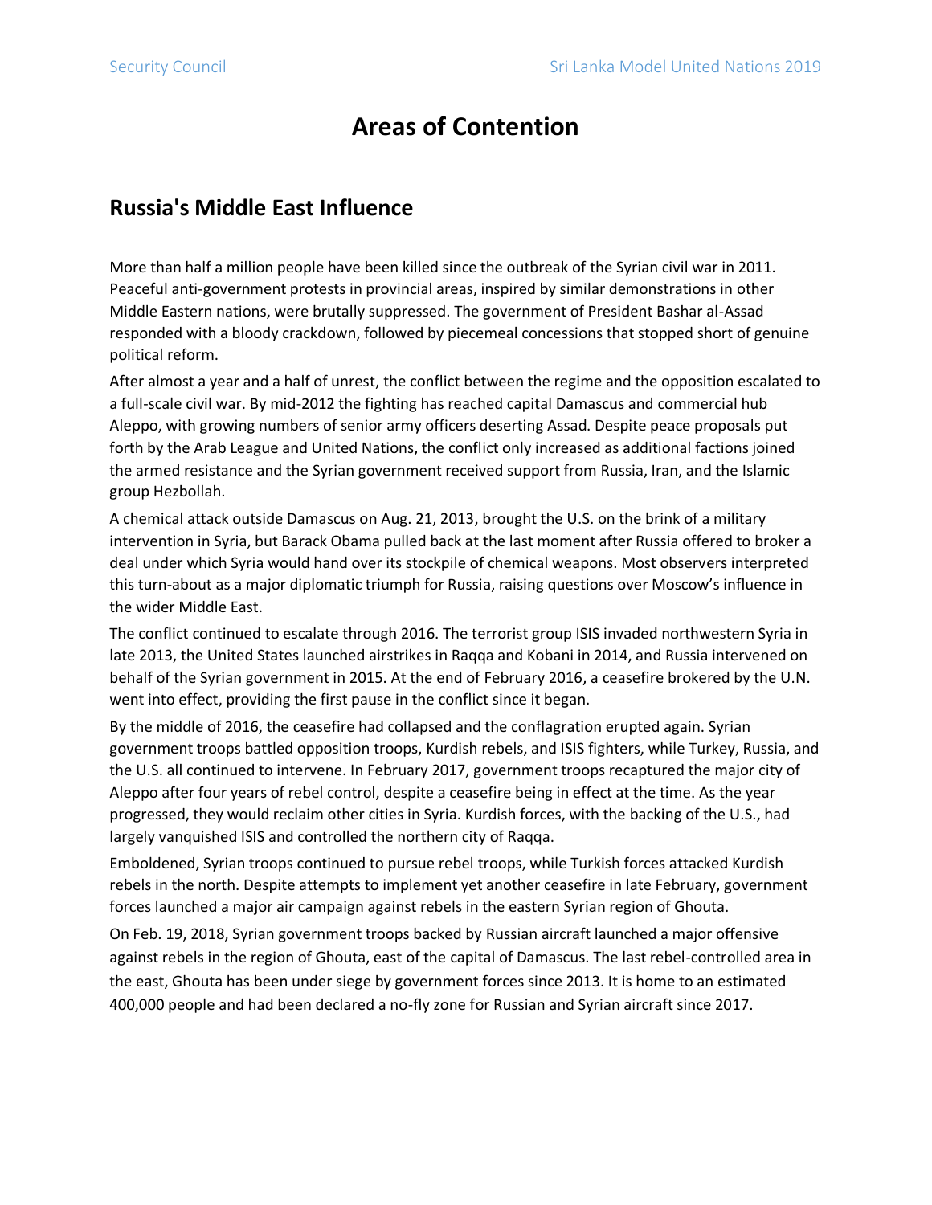# Areas of Contention

## Russia's Middle East Influence

More than half a million people have been killed since the outbreak of the Syrian civil war in 2011. Peaceful anti-government protests in provincial areas, inspired by similar demonstrations in other Middle Eastern nations, were brutally suppressed. The government of President Bashar al-Assad responded with a bloody crackdown, followed by piecemeal concessions that stopped short of genuine political reform.

After almost a year and a half of unrest, the conflict between the regime and the opposition escalated to a full-scale civil war. By mid-2012 the fighting has reached capital Damascus and commercial hub Aleppo, with growing numbers of senior army officers deserting Assad. Despite peace proposals put forth by the Arab League and United Nations, the conflict only increased as additional factions joined the armed resistance and the Syrian government received support from Russia, Iran, and the Islamic group Hezbollah.

A chemical attack outside Damascus on Aug. 21, 2013, brought the U.S. on the brink of a military intervention in Syria, but Barack Obama pulled back at the last moment after Russia offered to broker a deal under which Syria would hand over its stockpile of chemical weapons. Most observers interpreted this turn-about as a major diplomatic triumph for Russia, raising questions over Moscow's influence in the wider Middle East.

The conflict continued to escalate through 2016. The terrorist group ISIS invaded northwestern Syria in late 2013, the United States launched airstrikes in Raqqa and Kobani in 2014, and Russia intervened on behalf of the Syrian government in 2015. At the end of February 2016, a ceasefire brokered by the U.N. went into effect, providing the first pause in the conflict since it began.

By the middle of 2016, the ceasefire had collapsed and the conflagration erupted again. Syrian government troops battled opposition troops, Kurdish rebels, and ISIS fighters, while Turkey, Russia, and the U.S. all continued to intervene. In February 2017, government troops recaptured the major city of Aleppo after four years of rebel control, despite a ceasefire being in effect at the time. As the year progressed, they would reclaim other cities in Syria. Kurdish forces, with the backing of the U.S., had largely vanquished ISIS and controlled the northern city of Raqqa.

Emboldened, Syrian troops continued to pursue rebel troops, while Turkish forces attacked Kurdish rebels in the north. Despite attempts to implement yet another ceasefire in late February, government forces launched a major air campaign against rebels in the eastern Syrian region of Ghouta.

On Feb. 19, 2018, Syrian government troops backed by Russian aircraft launched a major offensive against rebels in the region of Ghouta, east of the capital of Damascus. The last rebel-controlled area in the east, Ghouta has been under siege by government forces since 2013. It is home to an estimated 400,000 people and had been declared a no-fly zone for Russian and Syrian aircraft since 2017.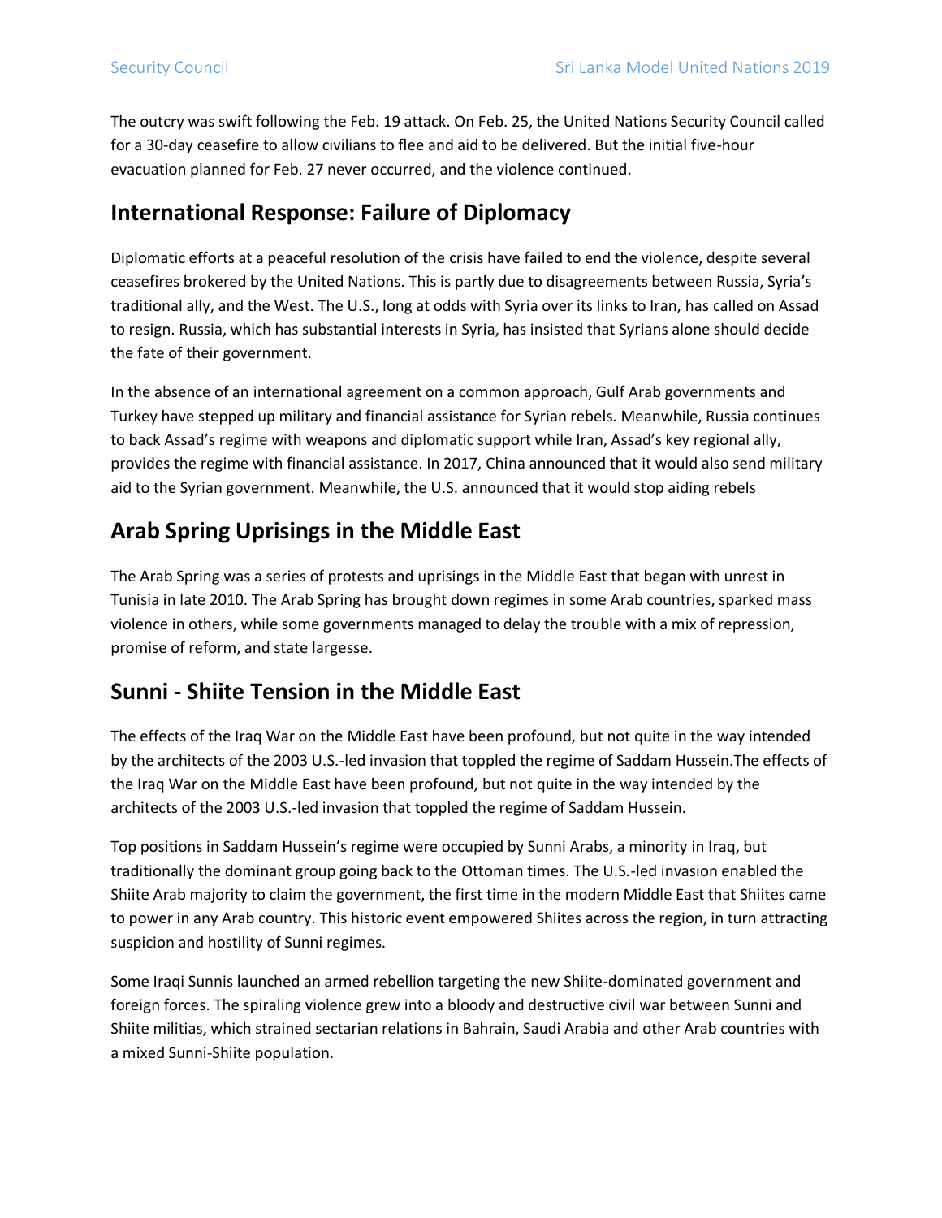The outcry was swift following the Feb. 19 attack. On Feb. 25, the United Nations Security Council called for a 30-day ceasefire to allow civilians to flee and aid to be delivered. But the initial five-hour evacuation planned for Feb. 27 never occurred, and the violence continued.

## International Response: Failure of Diplomacy

Diplomatic efforts at a peaceful resolution of the crisis have failed to end the violence, despite several ceasefires brokered by the United Nations. This is partly due to disagreements between Russia, Syria's traditional ally, and the West. The U.S., long at odds with Syria over its links to Iran, has called on Assad to resign. Russia, which has substantial interests in Syria, has insisted that Syrians alone should decide the fate of their government.

In the absence of an international agreement on a common approach, Gulf Arab governments and Turkey have stepped up military and financial assistance for Syrian rebels. Meanwhile, Russia continues to back Assad's regime with weapons and diplomatic support while Iran, Assad's key regional ally, provides the regime with financial assistance. In 2017, China announced that it would also send military aid to the Syrian government. Meanwhile, the U.S. announced that it would stop aiding rebels

## Arab Spring Uprisings in the Middle East

The Arab Spring was a series of protests and uprisings in the Middle East that began with unrest in Tunisia in late 2010. The Arab Spring has brought down regimes in some Arab countries, sparked mass violence in others, while some governments managed to delay the trouble with a mix of repression, promise of reform, and state largesse.

## Sunni - Shiite Tension in the Middle East

The effects of the Iraq War on the Middle East have been profound, but not quite in the way intended by the architects of the 2003 U.S.-led invasion that toppled the regime of Saddam Hussein.The effects of the Iraq War on the Middle East have been profound, but not quite in the way intended by the architects of the 2003 U.S.-led invasion that toppled the regime of Saddam Hussein.

Top positions in Saddam Hussein's regime were occupied by Sunni Arabs, a minority in Iraq, but traditionally the dominant group going back to the Ottoman times. The U.S.-led invasion enabled the Shiite Arab majority to claim the government, the first time in the modern Middle East that Shiites came to power in any Arab country. This historic event empowered Shiites across the region, in turn attracting suspicion and hostility of Sunni regimes.

Some Iraqi Sunnis launched an armed rebellion targeting the new Shiite-dominated government and foreign forces. The spiraling violence grew into a bloody and destructive civil war between Sunni and Shiite militias, which strained sectarian relations in Bahrain, Saudi Arabia and other Arab countries with a mixed Sunni-Shiite population.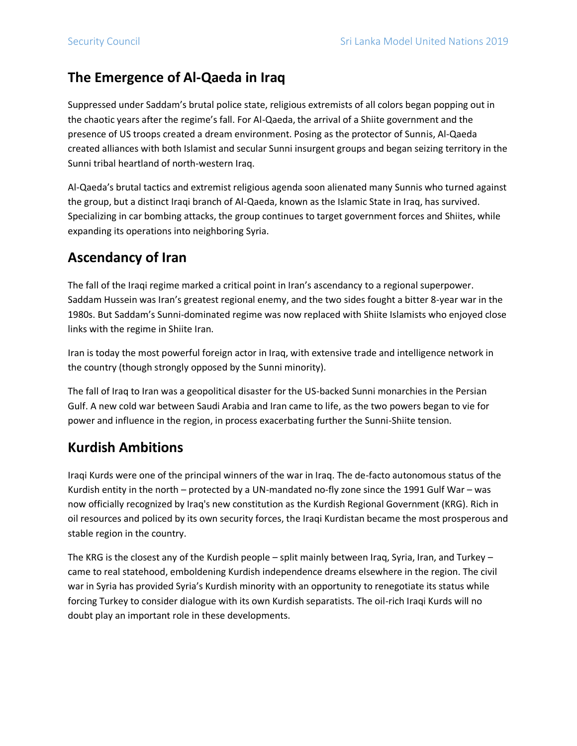## The Emergence of Al-Qaeda in Iraq

Suppressed under Saddam's brutal police state, religious extremists of all colors began popping out in the chaotic years after the regime's fall. For Al-Qaeda, the arrival of a Shiite government and the presence of US troops created a dream environment. Posing as the protector of Sunnis, Al-Qaeda created alliances with both Islamist and secular Sunni insurgent groups and began seizing territory in the Sunni tribal heartland of north-western Iraq.

Al-Qaeda's brutal tactics and extremist religious agenda soon alienated many Sunnis who turned against the group, but a distinct Iraqi branch of Al-Qaeda, known as the Islamic State in Iraq, has survived. Specializing in car bombing attacks, the group continues to target government forces and Shiites, while expanding its operations into neighboring Syria.

## Ascendancy of Iran

The fall of the Iraqi regime marked a critical point in Iran's ascendancy to a regional superpower. Saddam Hussein was Iran's greatest regional enemy, and the two sides fought a bitter 8-year war in the 1980s. But Saddam's Sunni-dominated regime was now replaced with Shiite Islamists who enjoyed close links with the regime in Shiite Iran.

Iran is today the most powerful foreign actor in Iraq, with extensive trade and intelligence network in the country (though strongly opposed by the Sunni minority).

The fall of Iraq to Iran was a geopolitical disaster for the US-backed Sunni monarchies in the Persian Gulf. A new cold war between Saudi Arabia and Iran came to life, as the two powers began to vie for power and influence in the region, in process exacerbating further the Sunni-Shiite tension.

## Kurdish Ambitions

Iraqi Kurds were one of the principal winners of the war in Iraq. The de-facto autonomous status of the Kurdish entity in the north – protected by a UN-mandated no-fly zone since the 1991 Gulf War – was now officially recognized by Iraq's new constitution as the Kurdish Regional Government (KRG). Rich in oil resources and policed by its own security forces, the Iraqi Kurdistan became the most prosperous and stable region in the country.

The KRG is the closest any of the Kurdish people – split mainly between Iraq, Syria, Iran, and Turkey – came to real statehood, emboldening Kurdish independence dreams elsewhere in the region. The civil war in Syria has provided Syria's Kurdish minority with an opportunity to renegotiate its status while forcing Turkey to consider dialogue with its own Kurdish separatists. The oil-rich Iraqi Kurds will no doubt play an important role in these developments.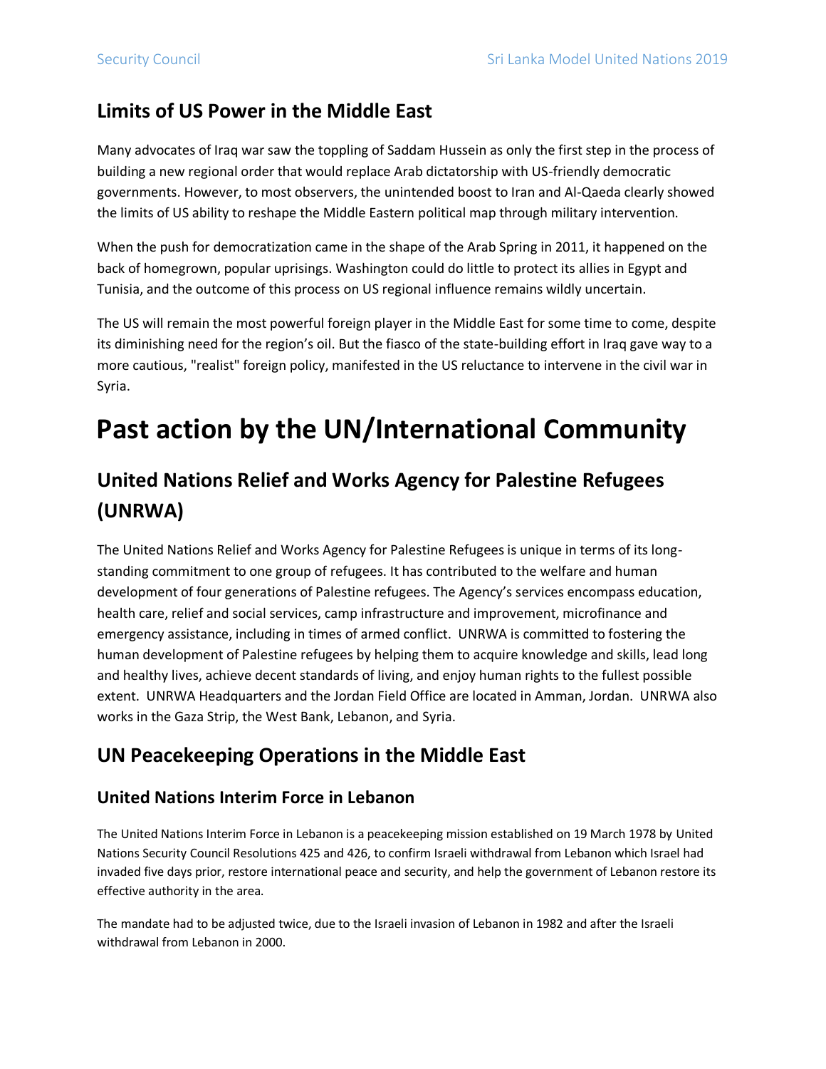## Limits of US Power in the Middle East

Many advocates of Iraq war saw the toppling of Saddam Hussein as only the first step in the process of building a new regional order that would replace Arab dictatorship with US-friendly democratic governments. However, to most observers, the unintended boost to Iran and Al-Qaeda clearly showed the limits of US ability to reshape the Middle Eastern political map through military intervention.

When the push for democratization came in the shape of the Arab Spring in 2011, it happened on the back of homegrown, popular uprisings. Washington could do little to protect its allies in Egypt and Tunisia, and the outcome of this process on US regional influence remains wildly uncertain.

The US will remain the most powerful foreign player in the Middle East for some time to come, despite its diminishing need for the region's oil. But the fiasco of the state-building effort in Iraq gave way to a more cautious, "realist" foreign policy, manifested in the US reluctance to intervene in the civil war in Syria.

# Past action by the UN/International Community

## United Nations Relief and Works Agency for Palestine Refugees (UNRWA)

The United Nations Relief and Works Agency for Palestine Refugees is unique in terms of its long-standing commitment to one group of refugees. It has contributed to the welfare and human development of four generations of Palestine refugees. The Agency's services encompass education, health care, relief and social services, camp infrastructure and improvement, microfinance and emergency assistance, including in times of armed conflict. UNRWA is committed to fostering the human development of Palestine refugees by helping them to acquire knowledge and skills, lead long and healthy lives, achieve decent standards of living, and enjoy human rights to the fullest possible extent. UNRWA Headquarters and the Jordan Field Office are located in Amman, Jordan. UNRWA also works in the Gaza Strip, the West Bank, Lebanon, and Syria.

## UN Peacekeeping Operations in the Middle East

### United Nations Interim Force in Lebanon

The United Nations Interim Force in Lebanon is a peacekeeping mission established on 19 March 1978 by United Nations Security Council Resolutions 425 and 426, to confirm Israeli withdrawal from Lebanon which Israel had invaded five days prior, restore international peace and security, and help the government of Lebanon restore its effective authority in the area.

The mandate had to be adjusted twice, due to the Israeli invasion of Lebanon in 1982 and after the Israeli withdrawal from Lebanon in 2000.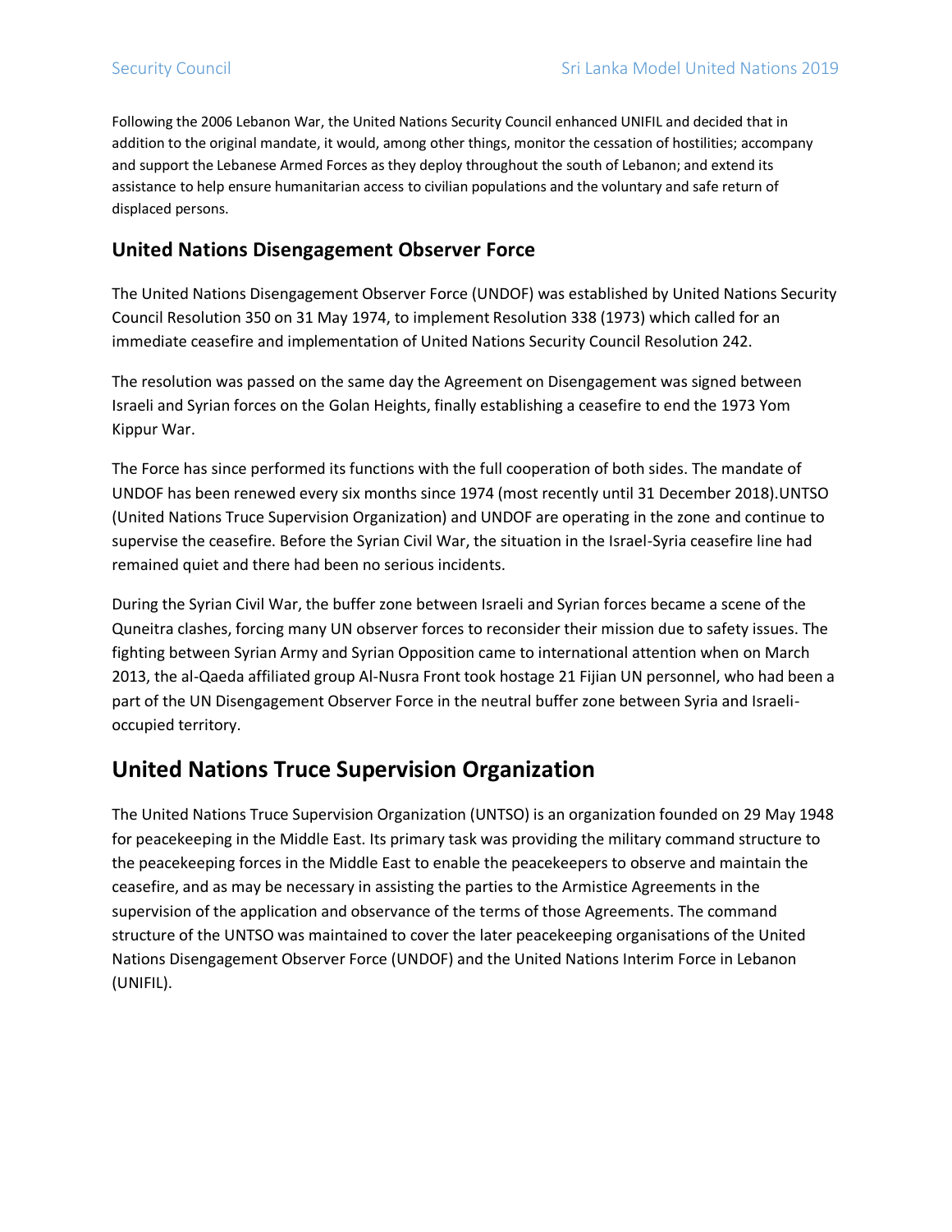Following the 2006 Lebanon War, the United Nations Security Council enhanced UNIFIL and decided that in addition to the original mandate, it would, among other things, monitor the cessation of hostilities; accompany and support the Lebanese Armed Forces as they deploy throughout the south of Lebanon; and extend its assistance to help ensure humanitarian access to civilian populations and the voluntary and safe return of displaced persons.

### United Nations Disengagement Observer Force

The United Nations Disengagement Observer Force (UNDOF) was established by United Nations Security Council Resolution 350 on 31 May 1974, to implement Resolution 338 (1973) which called for an immediate ceasefire and implementation of United Nations Security Council Resolution 242.

The resolution was passed on the same day the Agreement on Disengagement was signed between Israeli and Syrian forces on the Golan Heights, finally establishing a ceasefire to end the 1973 Yom Kippur War.

The Force has since performed its functions with the full cooperation of both sides. The mandate of UNDOF has been renewed every six months since 1974 (most recently until 31 December 2018).UNTSO (United Nations Truce Supervision Organization) and UNDOF are operating in the zone and continue to supervise the ceasefire. Before the Syrian Civil War, the situation in the Israel-Syria ceasefire line had remained quiet and there had been no serious incidents.

During the Syrian Civil War, the buffer zone between Israeli and Syrian forces became a scene of the Quneitra clashes, forcing many UN observer forces to reconsider their mission due to safety issues. The fighting between Syrian Army and Syrian Opposition came to international attention when on March 2013, the al-Qaeda affiliated group Al-Nusra Front took hostage 21 Fijian UN personnel, who had been a part of the UN Disengagement Observer Force in the neutral buffer zone between Syria and Israeli-occupied territory.

## United Nations Truce Supervision Organization

The United Nations Truce Supervision Organization (UNTSO) is an organization founded on 29 May 1948 for peacekeeping in the Middle East. Its primary task was providing the military command structure to the peacekeeping forces in the Middle East to enable the peacekeepers to observe and maintain the ceasefire, and as may be necessary in assisting the parties to the Armistice Agreements in the supervision of the application and observance of the terms of those Agreements. The command structure of the UNTSO was maintained to cover the later peacekeeping organisations of the United Nations Disengagement Observer Force (UNDOF) and the United Nations Interim Force in Lebanon (UNIFIL).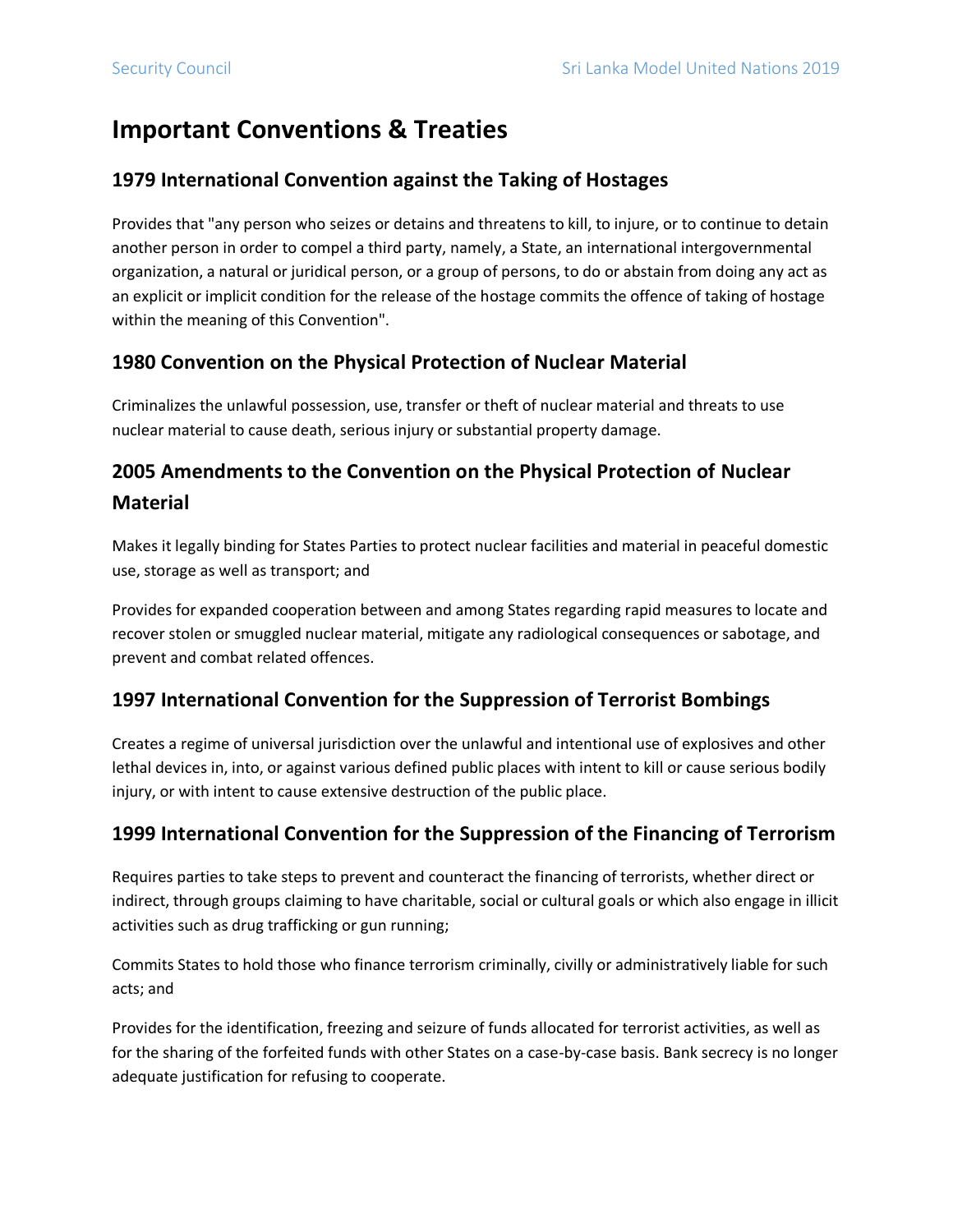# Important Conventions & Treaties

## 1979 International Convention against the Taking of Hostages

Provides that "any person who seizes or detains and threatens to kill, to injure, or to continue to detain another person in order to compel a third party, namely, a State, an international intergovernmental organization, a natural or juridical person, or a group of persons, to do or abstain from doing any act as an explicit or implicit condition for the release of the hostage commits the offence of taking of hostage within the meaning of this Convention".

## 1980 Convention on the Physical Protection of Nuclear Material

Criminalizes the unlawful possession, use, transfer or theft of nuclear material and threats to use nuclear material to cause death, serious injury or substantial property damage.

## 2005 Amendments to the Convention on the Physical Protection of Nuclear Material

Makes it legally binding for States Parties to protect nuclear facilities and material in peaceful domestic use, storage as well as transport; and

Provides for expanded cooperation between and among States regarding rapid measures to locate and recover stolen or smuggled nuclear material, mitigate any radiological consequences or sabotage, and prevent and combat related offences.

## 1997 International Convention for the Suppression of Terrorist Bombings

Creates a regime of universal jurisdiction over the unlawful and intentional use of explosives and other lethal devices in, into, or against various defined public places with intent to kill or cause serious bodily injury, or with intent to cause extensive destruction of the public place.

## 1999 International Convention for the Suppression of the Financing of Terrorism

Requires parties to take steps to prevent and counteract the financing of terrorists, whether direct or indirect, through groups claiming to have charitable, social or cultural goals or which also engage in illicit activities such as drug trafficking or gun running;

Commits States to hold those who finance terrorism criminally, civilly or administratively liable for such acts; and

Provides for the identification, freezing and seizure of funds allocated for terrorist activities, as well as for the sharing of the forfeited funds with other States on a case-by-case basis. Bank secrecy is no longer adequate justification for refusing to cooperate.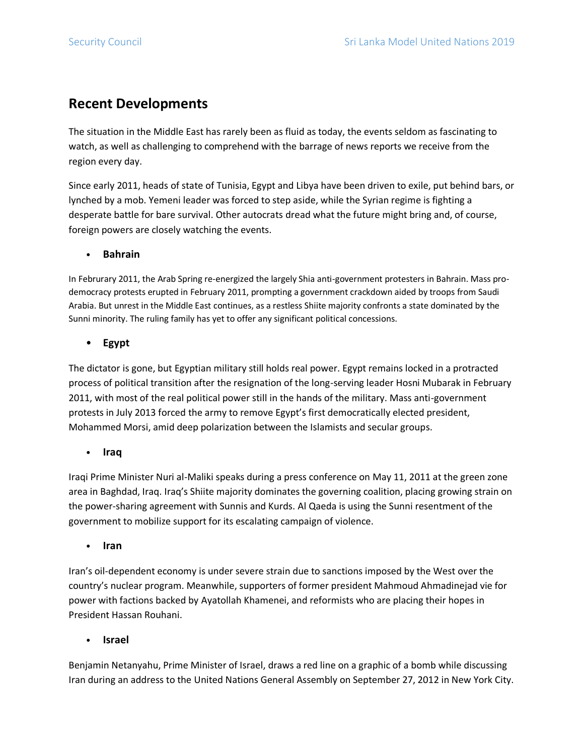## Recent Developments

The situation in the Middle East has rarely been as fluid as today, the events seldom as fascinating to watch, as well as challenging to comprehend with the barrage of news reports we receive from the region every day.

Since early 2011, heads of state of Tunisia, Egypt and Libya have been driven to exile, put behind bars, or lynched by a mob. Yemeni leader was forced to step aside, while the Syrian regime is fighting a desperate battle for bare survival. Other autocrats dread what the future might bring and, of course, foreign powers are closely watching the events.

- **Bahrain**

In Februrary 2011, the Arab Spring re-energized the largely Shia anti-government protesters in Bahrain. Mass pro-democracy protests erupted in February 2011, prompting a government crackdown aided by troops from Saudi Arabia. But unrest in the Middle East continues, as a restless Shiite majority confronts a state dominated by the Sunni minority. The ruling family has yet to offer any significant political concessions.

- **Egypt**

The dictator is gone, but Egyptian military still holds real power. Egypt remains locked in a protracted process of political transition after the resignation of the long-serving leader Hosni Mubarak in February 2011, with most of the real political power still in the hands of the military. Mass anti-government protests in July 2013 forced the army to remove Egypt's first democratically elected president, Mohammed Morsi, amid deep polarization between the Islamists and secular groups.

- **Iraq**

Iraqi Prime Minister Nuri al-Maliki speaks during a press conference on May 11, 2011 at the green zone area in Baghdad, Iraq. Iraq's Shiite majority dominates the governing coalition, placing growing strain on the power-sharing agreement with Sunnis and Kurds. Al Qaeda is using the Sunni resentment of the government to mobilize support for its escalating campaign of violence.

- **Iran**

Iran's oil-dependent economy is under severe strain due to sanctions imposed by the West over the country's nuclear program. Meanwhile, supporters of former president Mahmoud Ahmadinejad vie for power with factions backed by Ayatollah Khamenei, and reformists who are placing their hopes in President Hassan Rouhani.

- **Israel**

Benjamin Netanyahu, Prime Minister of Israel, draws a red line on a graphic of a bomb while discussing Iran during an address to the United Nations General Assembly on September 27, 2012 in New York City.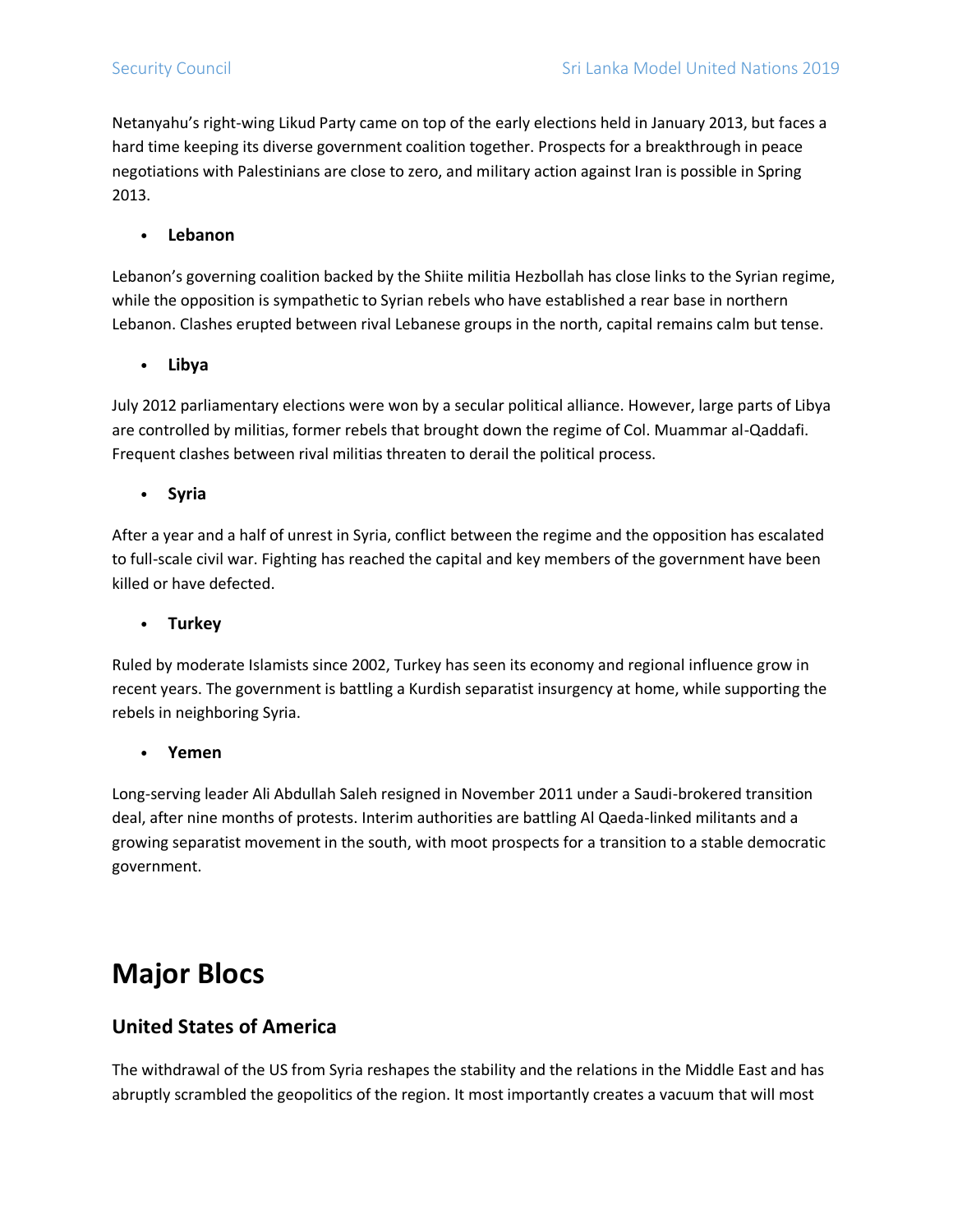Netanyahu's right-wing Likud Party came on top of the early elections held in January 2013, but faces a hard time keeping its diverse government coalition together. Prospects for a breakthrough in peace negotiations with Palestinians are close to zero, and military action against Iran is possible in Spring 2013.

- **Lebanon**

Lebanon's governing coalition backed by the Shiite militia Hezbollah has close links to the Syrian regime, while the opposition is sympathetic to Syrian rebels who have established a rear base in northern Lebanon. Clashes erupted between rival Lebanese groups in the north, capital remains calm but tense.

- **Libya**

July 2012 parliamentary elections were won by a secular political alliance. However, large parts of Libya are controlled by militias, former rebels that brought down the regime of Col. Muammar al-Qaddafi. Frequent clashes between rival militias threaten to derail the political process.

- **Syria**

After a year and a half of unrest in Syria, conflict between the regime and the opposition has escalated to full-scale civil war. Fighting has reached the capital and key members of the government have been killed or have defected.

- **Turkey**

Ruled by moderate Islamists since 2002, Turkey has seen its economy and regional influence grow in recent years. The government is battling a Kurdish separatist insurgency at home, while supporting the rebels in neighboring Syria.

- **Yemen**

Long-serving leader Ali Abdullah Saleh resigned in November 2011 under a Saudi-brokered transition deal, after nine months of protests. Interim authorities are battling Al Qaeda-linked militants and a growing separatist movement in the south, with moot prospects for a transition to a stable democratic government.

# Major Blocs

## United States of America

The withdrawal of the US from Syria reshapes the stability and the relations in the Middle East and has abruptly scrambled the geopolitics of the region. It most importantly creates a vacuum that will most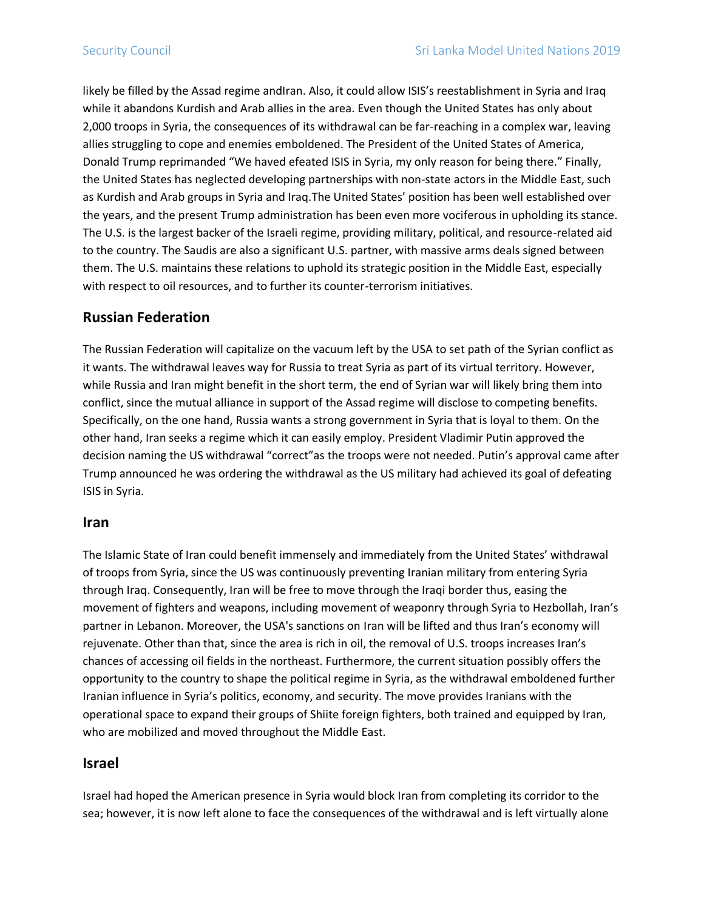likely be filled by the Assad regime andIran. Also, it could allow ISIS's reestablishment in Syria and Iraq while it abandons Kurdish and Arab allies in the area. Even though the United States has only about 2,000 troops in Syria, the consequences of its withdrawal can be far-reaching in a complex war, leaving allies struggling to cope and enemies emboldened. The President of the United States of America, Donald Trump reprimanded "We haved efeated ISIS in Syria, my only reason for being there." Finally, the United States has neglected developing partnerships with non-state actors in the Middle East, such as Kurdish and Arab groups in Syria and Iraq.The United States' position has been well established over the years, and the present Trump administration has been even more vociferous in upholding its stance. The U.S. is the largest backer of the Israeli regime, providing military, political, and resource-related aid to the country. The Saudis are also a significant U.S. partner, with massive arms deals signed between them. The U.S. maintains these relations to uphold its strategic position in the Middle East, especially with respect to oil resources, and to further its counter-terrorism initiatives.

## Russian Federation

The Russian Federation will capitalize on the vacuum left by the USA to set path of the Syrian conflict as it wants. The withdrawal leaves way for Russia to treat Syria as part of its virtual territory. However, while Russia and Iran might benefit in the short term, the end of Syrian war will likely bring them into conflict, since the mutual alliance in support of the Assad regime will disclose to competing benefits. Specifically, on the one hand, Russia wants a strong government in Syria that is loyal to them. On the other hand, Iran seeks a regime which it can easily employ. President Vladimir Putin approved the decision naming the US withdrawal "correct"as the troops were not needed. Putin's approval came after Trump announced he was ordering the withdrawal as the US military had achieved its goal of defeating ISIS in Syria.

## Iran

The Islamic State of Iran could benefit immensely and immediately from the United States' withdrawal of troops from Syria, since the US was continuously preventing Iranian military from entering Syria through Iraq. Consequently, Iran will be free to move through the Iraqi border thus, easing the movement of fighters and weapons, including movement of weaponry through Syria to Hezbollah, Iran's partner in Lebanon. Moreover, the USA's sanctions on Iran will be lifted and thus Iran's economy will rejuvenate. Other than that, since the area is rich in oil, the removal of U.S. troops increases Iran's chances of accessing oil fields in the northeast. Furthermore, the current situation possibly offers the opportunity to the country to shape the political regime in Syria, as the withdrawal emboldened further Iranian influence in Syria's politics, economy, and security. The move provides Iranians with the operational space to expand their groups of Shiite foreign fighters, both trained and equipped by Iran, who are mobilized and moved throughout the Middle East.

## Israel

Israel had hoped the American presence in Syria would block Iran from completing its corridor to the sea; however, it is now left alone to face the consequences of the withdrawal and is left virtually alone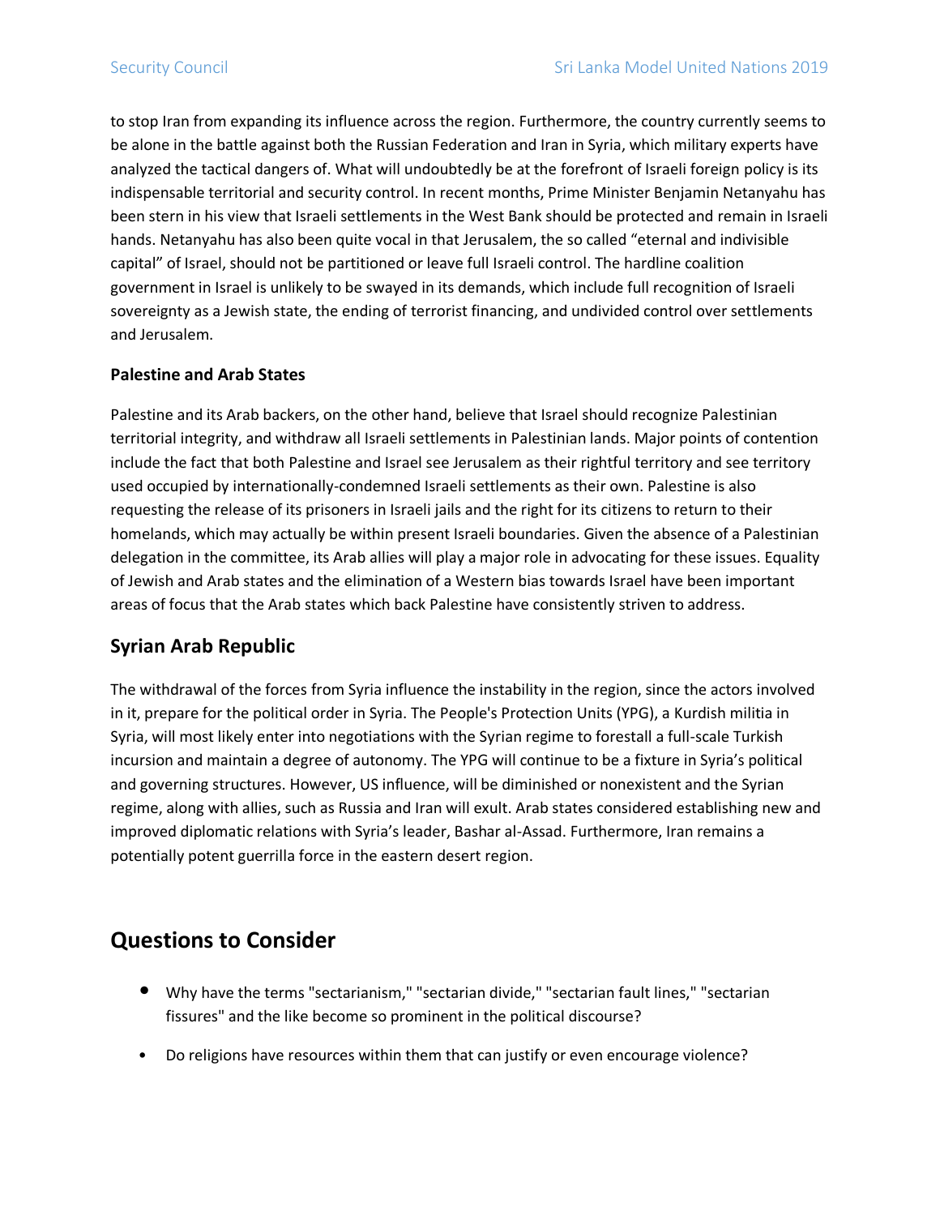to stop Iran from expanding its influence across the region. Furthermore, the country currently seems to be alone in the battle against both the Russian Federation and Iran in Syria, which military experts have analyzed the tactical dangers of. What will undoubtedly be at the forefront of Israeli foreign policy is its indispensable territorial and security control. In recent months, Prime Minister Benjamin Netanyahu has been stern in his view that Israeli settlements in the West Bank should be protected and remain in Israeli hands. Netanyahu has also been quite vocal in that Jerusalem, the so called "eternal and indivisible capital" of Israel, should not be partitioned or leave full Israeli control. The hardline coalition government in Israel is unlikely to be swayed in its demands, which include full recognition of Israeli sovereignty as a Jewish state, the ending of terrorist financing, and undivided control over settlements and Jerusalem.

**Palestine and Arab States**

Palestine and its Arab backers, on the other hand, believe that Israel should recognize Palestinian territorial integrity, and withdraw all Israeli settlements in Palestinian lands. Major points of contention include the fact that both Palestine and Israel see Jerusalem as their rightful territory and see territory used occupied by internationally-condemned Israeli settlements as their own. Palestine is also requesting the release of its prisoners in Israeli jails and the right for its citizens to return to their homelands, which may actually be within present Israeli boundaries. Given the absence of a Palestinian delegation in the committee, its Arab allies will play a major role in advocating for these issues. Equality of Jewish and Arab states and the elimination of a Western bias towards Israel have been important areas of focus that the Arab states which back Palestine have consistently striven to address.

### Syrian Arab Republic

The withdrawal of the forces from Syria influence the instability in the region, since the actors involved in it, prepare for the political order in Syria. The People's Protection Units (YPG), a Kurdish militia in Syria, will most likely enter into negotiations with the Syrian regime to forestall a full-scale Turkish incursion and maintain a degree of autonomy. The YPG will continue to be a fixture in Syria's political and governing structures. However, US influence, will be diminished or nonexistent and the Syrian regime, along with allies, such as Russia and Iran will exult. Arab states considered establishing new and improved diplomatic relations with Syria's leader, Bashar al-Assad. Furthermore, Iran remains a potentially potent guerrilla force in the eastern desert region.

## Questions to Consider

- Why have the terms "sectarianism," "sectarian divide," "sectarian fault lines," "sectarian fissures" and the like become so prominent in the political discourse?
- Do religions have resources within them that can justify or even encourage violence?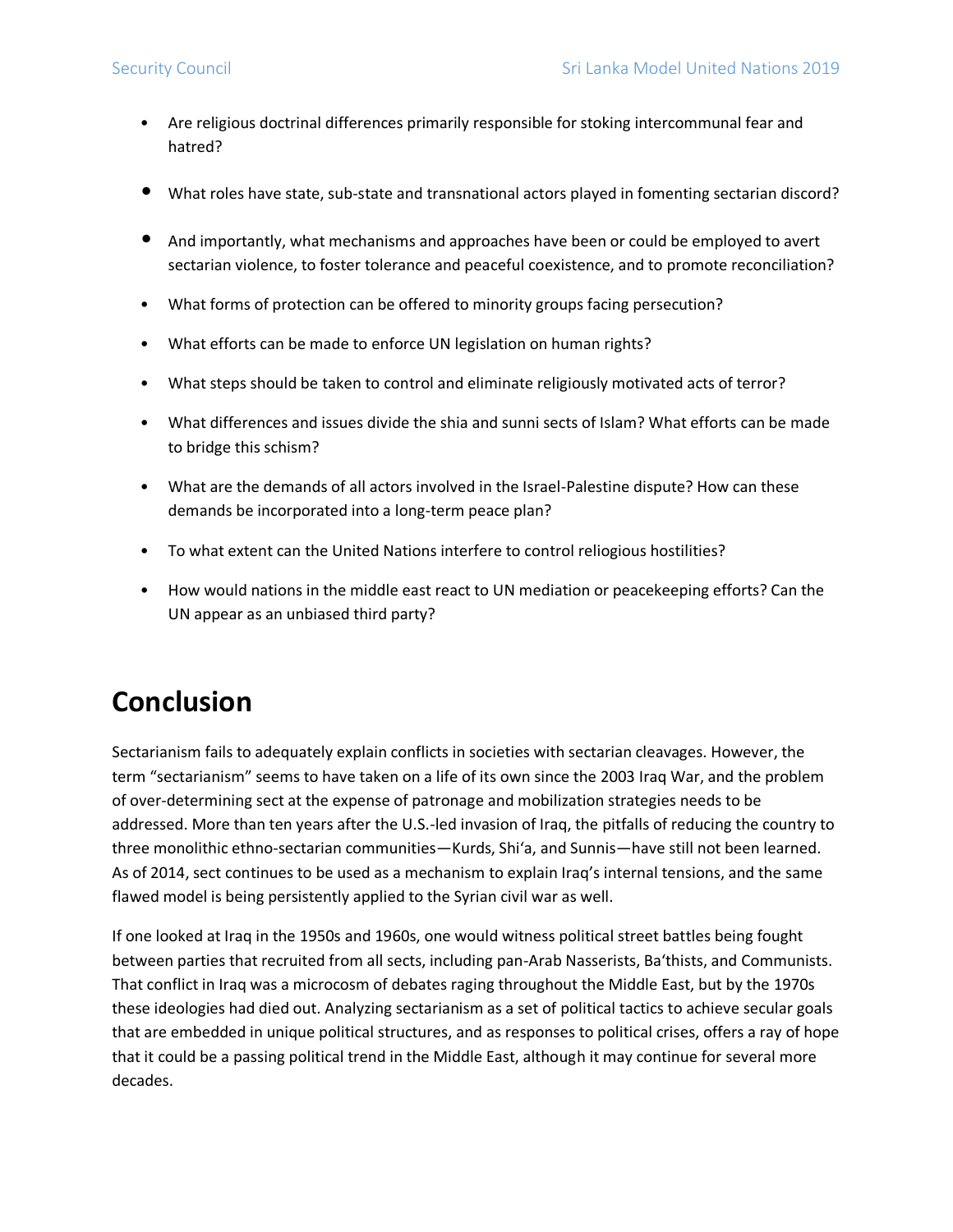- Are religious doctrinal differences primarily responsible for stoking intercommunal fear and hatred?

- What roles have state, sub-state and transnational actors played in fomenting sectarian discord?

- And importantly, what mechanisms and approaches have been or could be employed to avert sectarian violence, to foster tolerance and peaceful coexistence, and to promote reconciliation?

- What forms of protection can be offered to minority groups facing persecution?

- What efforts can be made to enforce UN legislation on human rights?

- What steps should be taken to control and eliminate religiously motivated acts of terror?

- What differences and issues divide the shia and sunni sects of Islam? What efforts can be made to bridge this schism?

- What are the demands of all actors involved in the Israel-Palestine dispute? How can these demands be incorporated into a long-term peace plan?

- To what extent can the United Nations interfere to control reliogious hostilities?

- How would nations in the middle east react to UN mediation or peacekeeping efforts? Can the UN appear as an unbiased third party?

# Conclusion

Sectarianism fails to adequately explain conflicts in societies with sectarian cleavages. However, the term "sectarianism" seems to have taken on a life of its own since the 2003 Iraq War, and the problem of over-determining sect at the expense of patronage and mobilization strategies needs to be addressed. More than ten years after the U.S.-led invasion of Iraq, the pitfalls of reducing the country to three monolithic ethno-sectarian communities—Kurds, Shi'a, and Sunnis—have still not been learned. As of 2014, sect continues to be used as a mechanism to explain Iraq's internal tensions, and the same flawed model is being persistently applied to the Syrian civil war as well.

If one looked at Iraq in the 1950s and 1960s, one would witness political street battles being fought between parties that recruited from all sects, including pan-Arab Nasserists, Ba'thists, and Communists. That conflict in Iraq was a microcosm of debates raging throughout the Middle East, but by the 1970s these ideologies had died out. Analyzing sectarianism as a set of political tactics to achieve secular goals that are embedded in unique political structures, and as responses to political crises, offers a ray of hope that it could be a passing political trend in the Middle East, although it may continue for several more decades.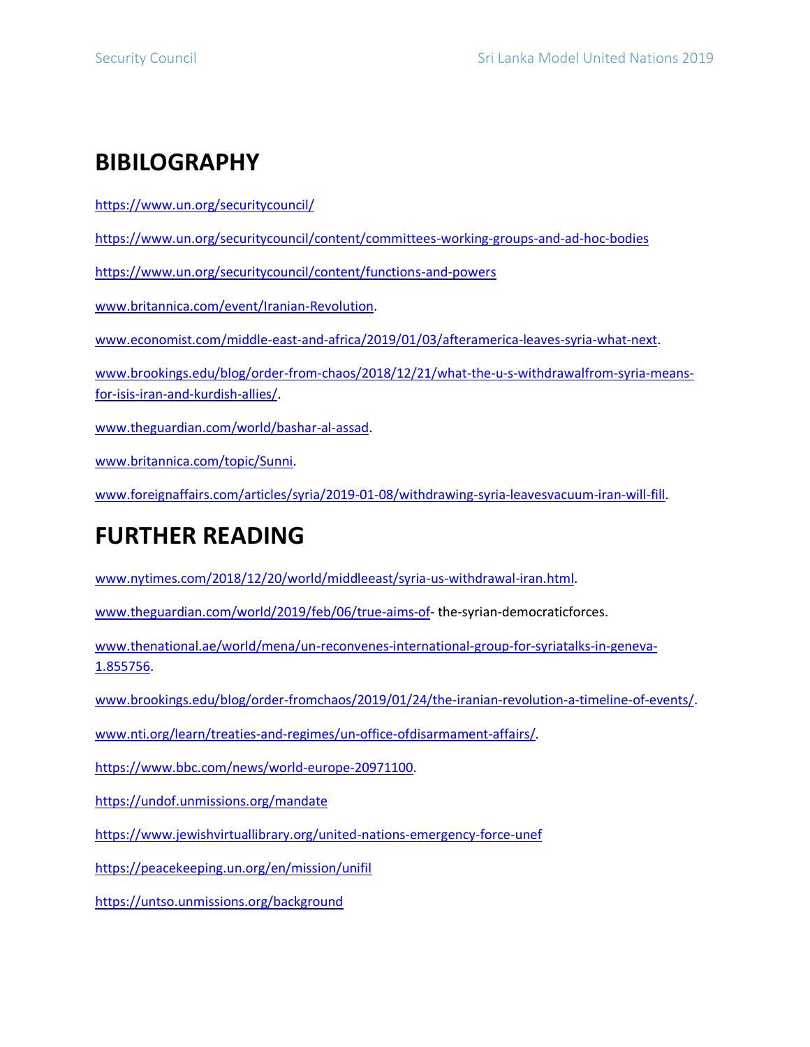# BIBILOGRAPHY

https://www.un.org/securitycouncil/

https://www.un.org/securitycouncil/content/committees-working-groups-and-ad-hoc-bodies

https://www.un.org/securitycouncil/content/functions-and-powers

www.britannica.com/event/Iranian-Revolution.

www.economist.com/middle-east-and-africa/2019/01/03/afteramerica-leaves-syria-what-next.

www.brookings.edu/blog/order-from-chaos/2018/12/21/what-the-u-s-withdrawalfrom-syria-means-for-isis-iran-and-kurdish-allies/.

www.theguardian.com/world/bashar-al-assad.

www.britannica.com/topic/Sunni.

www.foreignaffairs.com/articles/syria/2019-01-08/withdrawing-syria-leavesvacuum-iran-will-fill.

# FURTHER READING

www.nytimes.com/2018/12/20/world/middleeast/syria-us-withdrawal-iran.html.

www.theguardian.com/world/2019/feb/06/true-aims-of- the-syrian-democraticforces.

www.thenational.ae/world/mena/un-reconvenes-international-group-for-syriatalks-in-geneva-1.855756.

www.brookings.edu/blog/order-fromchaos/2019/01/24/the-iranian-revolution-a-timeline-of-events/.

www.nti.org/learn/treaties-and-regimes/un-office-ofdisarmament-affairs/.

https://www.bbc.com/news/world-europe-20971100.

https://undof.unmissions.org/mandate

https://www.jewishvirtuallibrary.org/united-nations-emergency-force-unef

https://peacekeeping.un.org/en/mission/unifil

https://untso.unmissions.org/background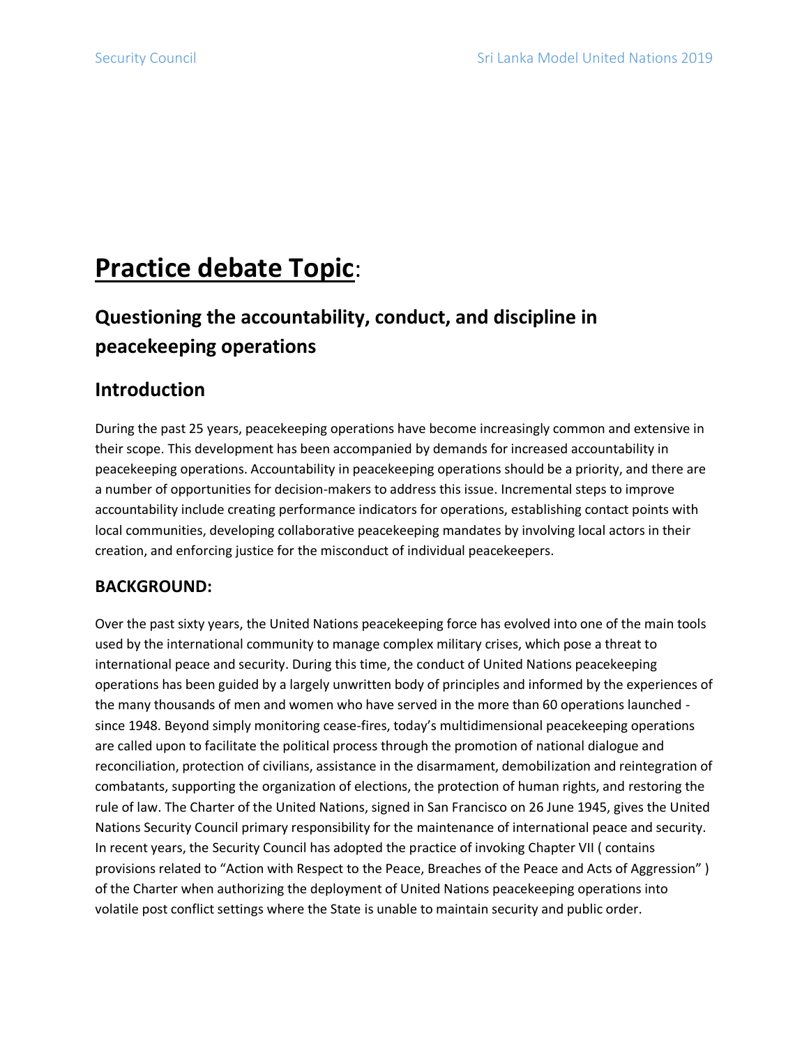# Practice debate Topic:

## Questioning the accountability, conduct, and discipline in peacekeeping operations

## Introduction

During the past 25 years, peacekeeping operations have become increasingly common and extensive in their scope. This development has been accompanied by demands for increased accountability in peacekeeping operations. Accountability in peacekeeping operations should be a priority, and there are a number of opportunities for decision-makers to address this issue. Incremental steps to improve accountability include creating performance indicators for operations, establishing contact points with local communities, developing collaborative peacekeeping mandates by involving local actors in their creation, and enforcing justice for the misconduct of individual peacekeepers.

## BACKGROUND:

Over the past sixty years, the United Nations peacekeeping force has evolved into one of the main tools used by the international community to manage complex military crises, which pose a threat to international peace and security. During this time, the conduct of United Nations peacekeeping operations has been guided by a largely unwritten body of principles and informed by the experiences of the many thousands of men and women who have served in the more than 60 operations launched - since 1948. Beyond simply monitoring cease-fires, today's multidimensional peacekeeping operations are called upon to facilitate the political process through the promotion of national dialogue and reconciliation, protection of civilians, assistance in the disarmament, demobilization and reintegration of combatants, supporting the organization of elections, the protection of human rights, and restoring the rule of law. The Charter of the United Nations, signed in San Francisco on 26 June 1945, gives the United Nations Security Council primary responsibility for the maintenance of international peace and security. In recent years, the Security Council has adopted the practice of invoking Chapter VII ( contains provisions related to "Action with Respect to the Peace, Breaches of the Peace and Acts of Aggression" ) of the Charter when authorizing the deployment of United Nations peacekeeping operations into volatile post conflict settings where the State is unable to maintain security and public order.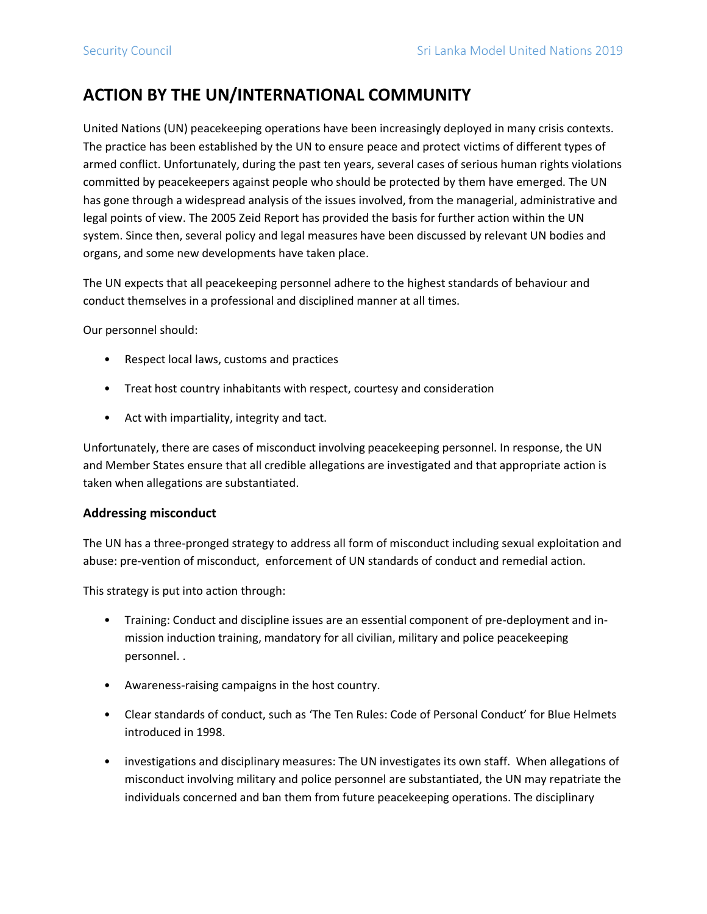# ACTION BY THE UN/INTERNATIONAL COMMUNITY

United Nations (UN) peacekeeping operations have been increasingly deployed in many crisis contexts. The practice has been established by the UN to ensure peace and protect victims of different types of armed conflict. Unfortunately, during the past ten years, several cases of serious human rights violations committed by peacekeepers against people who should be protected by them have emerged. The UN has gone through a widespread analysis of the issues involved, from the managerial, administrative and legal points of view. The 2005 Zeid Report has provided the basis for further action within the UN system. Since then, several policy and legal measures have been discussed by relevant UN bodies and organs, and some new developments have taken place.

The UN expects that all peacekeeping personnel adhere to the highest standards of behaviour and conduct themselves in a professional and disciplined manner at all times.

Our personnel should:

- Respect local laws, customs and practices
- Treat host country inhabitants with respect, courtesy and consideration
- Act with impartiality, integrity and tact.

Unfortunately, there are cases of misconduct involving peacekeeping personnel. In response, the UN and Member States ensure that all credible allegations are investigated and that appropriate action is taken when allegations are substantiated.

### Addressing misconduct

The UN has a three-pronged strategy to address all form of misconduct including sexual exploitation and abuse: pre-vention of misconduct, enforcement of UN standards of conduct and remedial action.

This strategy is put into action through:

- Training: Conduct and discipline issues are an essential component of pre-deployment and in-mission induction training, mandatory for all civilian, military and police peacekeeping personnel. .
- Awareness-raising campaigns in the host country.
- Clear standards of conduct, such as 'The Ten Rules: Code of Personal Conduct' for Blue Helmets introduced in 1998.
- investigations and disciplinary measures: The UN investigates its own staff. When allegations of misconduct involving military and police personnel are substantiated, the UN may repatriate the individuals concerned and ban them from future peacekeeping operations. The disciplinary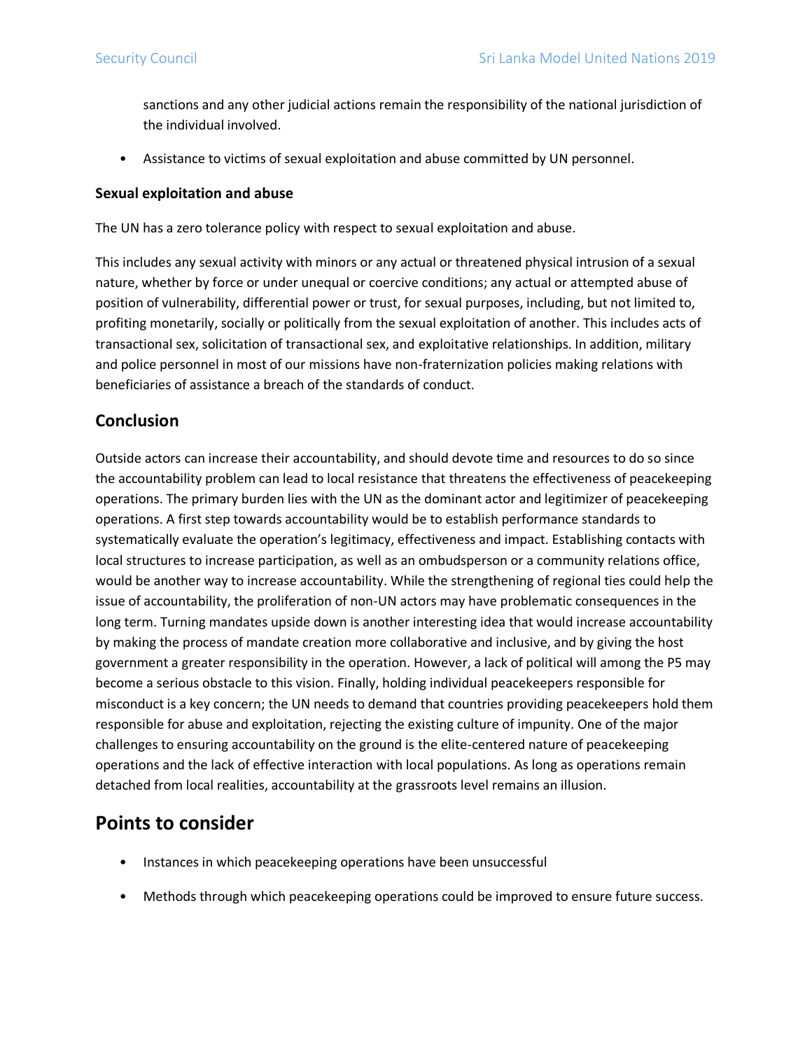sanctions and any other judicial actions remain the responsibility of the national jurisdiction of the individual involved.

- Assistance to victims of sexual exploitation and abuse committed by UN personnel.

**Sexual exploitation and abuse**

The UN has a zero tolerance policy with respect to sexual exploitation and abuse.

This includes any sexual activity with minors or any actual or threatened physical intrusion of a sexual nature, whether by force or under unequal or coercive conditions; any actual or attempted abuse of position of vulnerability, differential power or trust, for sexual purposes, including, but not limited to, profiting monetarily, socially or politically from the sexual exploitation of another. This includes acts of transactional sex, solicitation of transactional sex, and exploitative relationships. In addition, military and police personnel in most of our missions have non-fraternization policies making relations with beneficiaries of assistance a breach of the standards of conduct.

## Conclusion

Outside actors can increase their accountability, and should devote time and resources to do so since the accountability problem can lead to local resistance that threatens the effectiveness of peacekeeping operations. The primary burden lies with the UN as the dominant actor and legitimizer of peacekeeping operations. A first step towards accountability would be to establish performance standards to systematically evaluate the operation's legitimacy, effectiveness and impact. Establishing contacts with local structures to increase participation, as well as an ombudsperson or a community relations office, would be another way to increase accountability. While the strengthening of regional ties could help the issue of accountability, the proliferation of non-UN actors may have problematic consequences in the long term. Turning mandates upside down is another interesting idea that would increase accountability by making the process of mandate creation more collaborative and inclusive, and by giving the host government a greater responsibility in the operation. However, a lack of political will among the P5 may become a serious obstacle to this vision. Finally, holding individual peacekeepers responsible for misconduct is a key concern; the UN needs to demand that countries providing peacekeepers hold them responsible for abuse and exploitation, rejecting the existing culture of impunity. One of the major challenges to ensuring accountability on the ground is the elite-centered nature of peacekeeping operations and the lack of effective interaction with local populations. As long as operations remain detached from local realities, accountability at the grassroots level remains an illusion.

# Points to consider

- Instances in which peacekeeping operations have been unsuccessful
- Methods through which peacekeeping operations could be improved to ensure future success.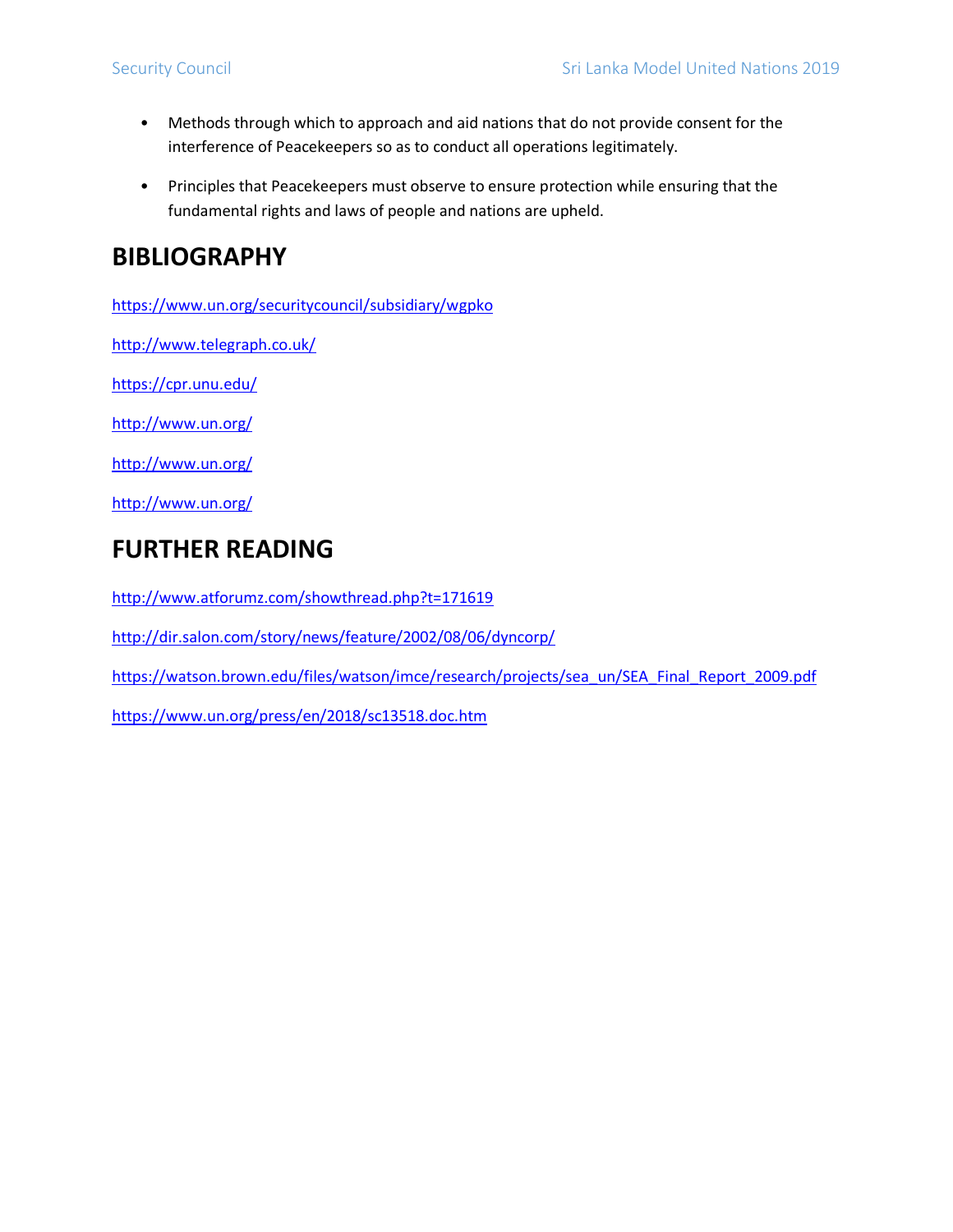- Methods through which to approach and aid nations that do not provide consent for the interference of Peacekeepers so as to conduct all operations legitimately.
- Principles that Peacekeepers must observe to ensure protection while ensuring that the fundamental rights and laws of people and nations are upheld.

# BIBLIOGRAPHY

https://www.un.org/securitycouncil/subsidiary/wgpko

http://www.telegraph.co.uk/

https://cpr.unu.edu/

http://www.un.org/

http://www.un.org/

http://www.un.org/

# FURTHER READING

http://www.atforumz.com/showthread.php?t=171619

http://dir.salon.com/story/news/feature/2002/08/06/dyncorp/

https://watson.brown.edu/files/watson/imce/research/projects/sea_un/SEA_Final_Report_2009.pdf

https://www.un.org/press/en/2018/sc13518.doc.htm